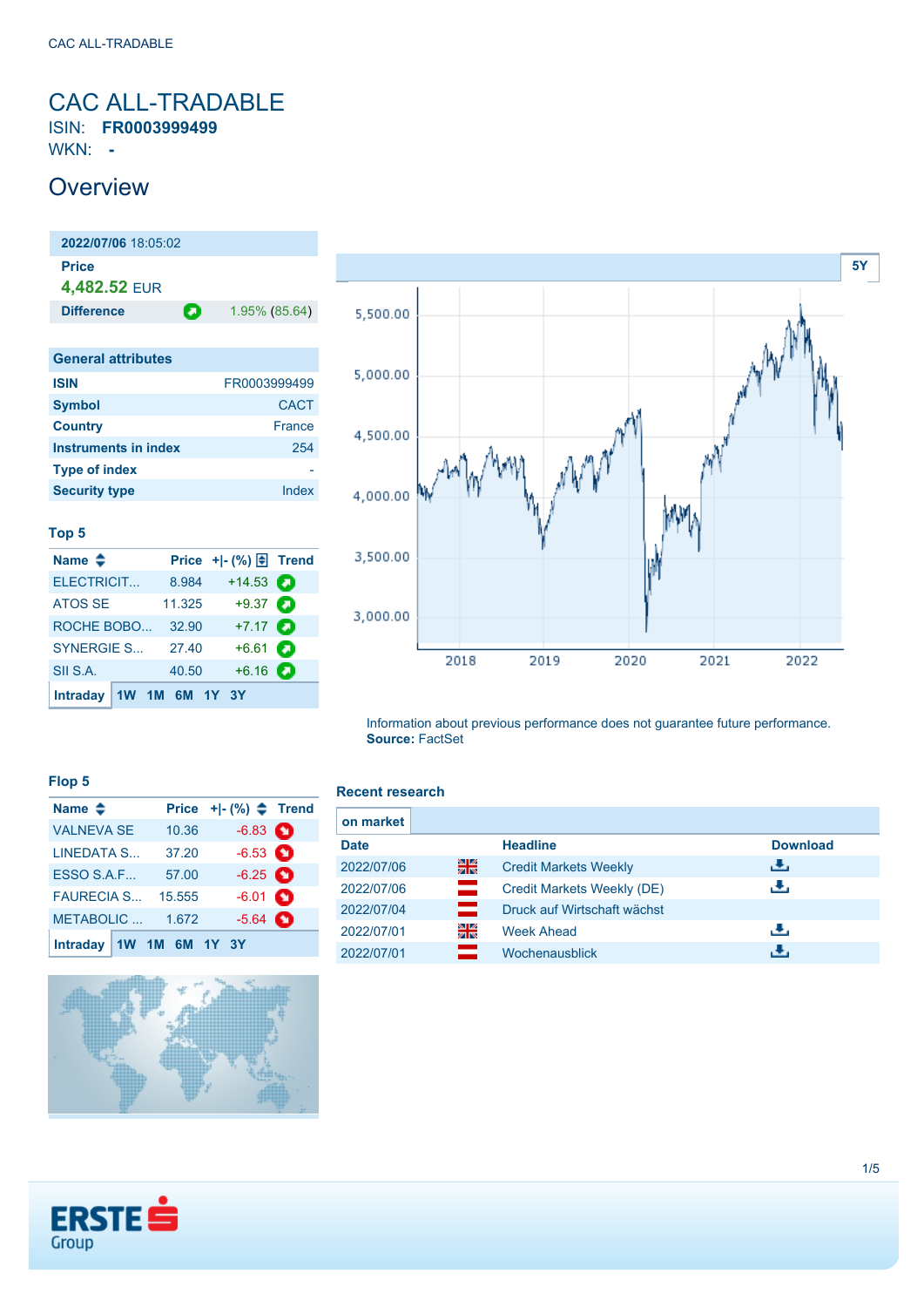# CAC ALL-TRADABLE

ISIN: **FR0003999499**

WKN: **-**

## Overview

| | |
|---|---|
| **2022/07/06** 18:05:02 | |
| **Price** | |
| **4,482.52** EUR | |
| **Difference** | 1.95% (85.64) |

| General attributes | |
|---|---|
| **ISIN** | FR0003999499 |
| **Symbol** | CACT |
| **Country** | France |
| **Instruments in index** | 254 |
| **Type of index** | - |
| **Security type** | Index |

5Y

5,500.00
5,000.00
4,500.00
4,000.00
3,500.00
3,000.00

2018 2019 2020 2021 2022

Information about previous performance does not guarantee future performance.
**Source:** FactSet

### Top 5

| Name | Price | +\|- (%) | Trend |
|---|---|---|---|
| ELECTRICIT... | 8.984 | +14.53 | |
| ATOS SE | 11.325 | +9.37 | |
| ROCHE BOBO... | 32.90 | +7.17 | |
| SYNERGIE S... | 27.40 | +6.61 | |
| SII S.A. | 40.50 | +6.16 | |

Intraday 1W 1M 6M 1Y 3Y

### Flop 5

| Name | Price | +\|- (%) | Trend |
|---|---|---|---|
| VALNEVA SE | 10.36 | -6.83 | |
| LINEDATA S... | 37.20 | -6.53 | |
| ESSO S.A.F... | 57.00 | -6.25 | |
| FAURECIA S... | 15.555 | -6.01 | |
| METABOLIC ... | 1.672 | -5.64 | |

Intraday 1W 1M 6M 1Y 3Y

### Recent research

on market

| Date | | Headline | Download |
|---|---|---|---|
| 2022/07/06 | | Credit Markets Weekly | |
| 2022/07/06 | | Credit Markets Weekly (DE) | |
| 2022/07/04 | | Druck auf Wirtschaft wächst | |
| 2022/07/01 | | Week Ahead | |
| 2022/07/01 | | Wochenausblick | |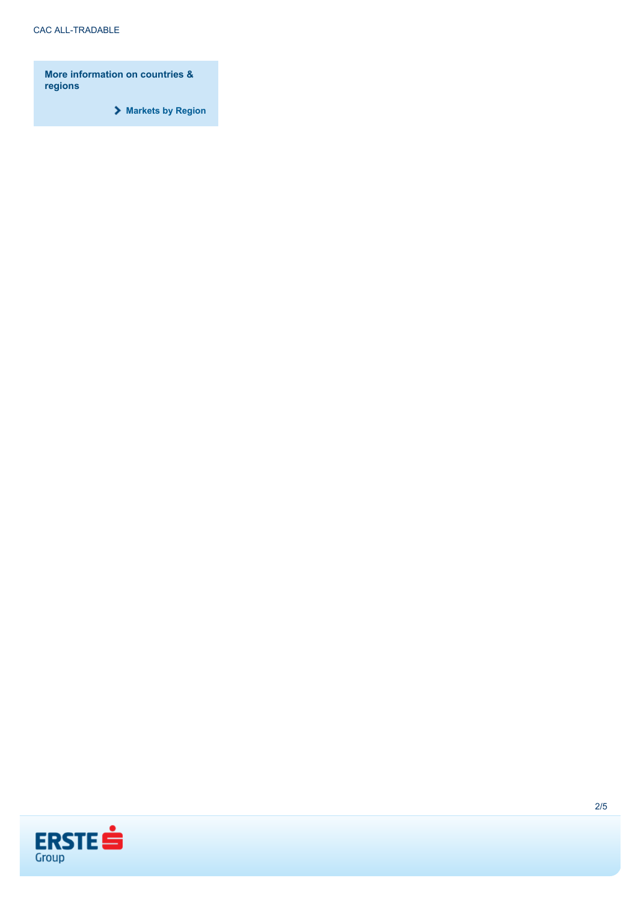**More information on countries & regions**

Markets by Region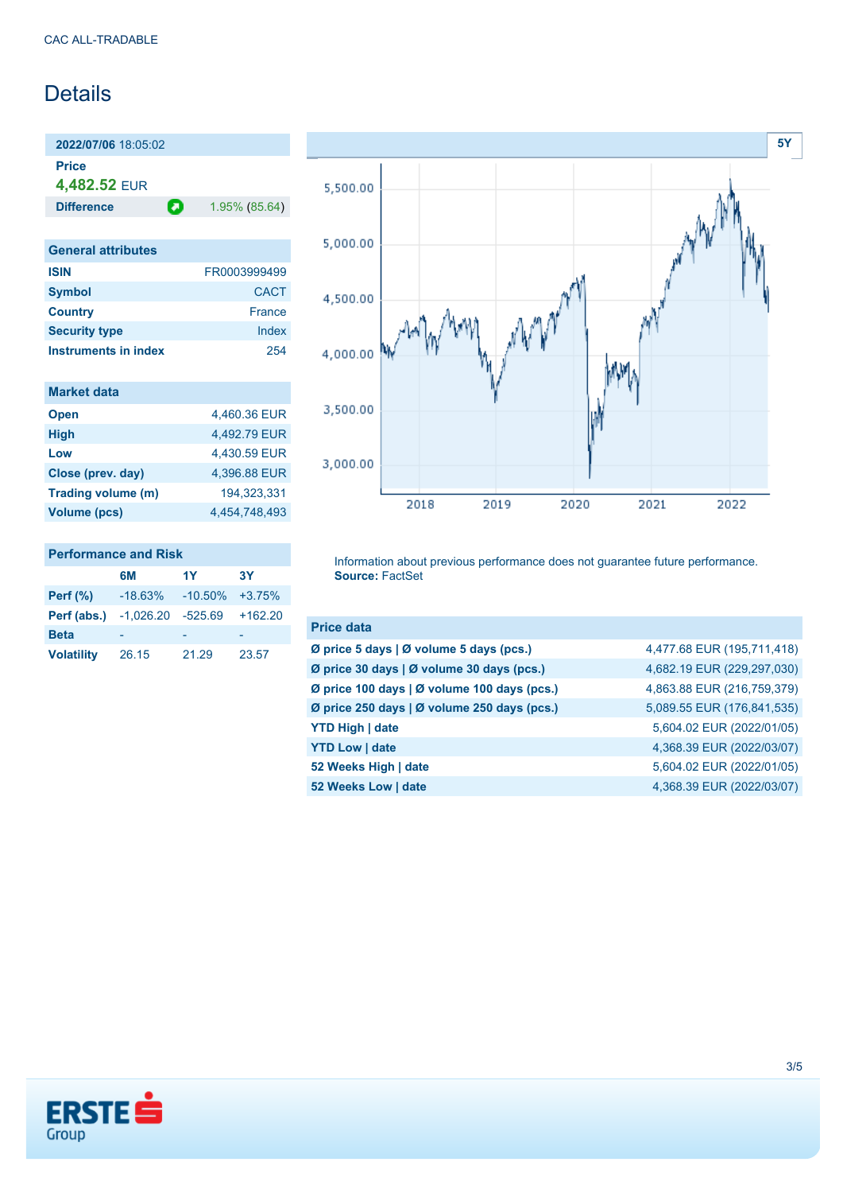CAC ALL-TRADABLE

# Details

**2022/07/06** 18:05:02

**Price**

**4,482.52** EUR

**Difference** 1.95% (85.64)

| General attributes | |
|---|---|
| **ISIN** | FR0003999499 |
| **Symbol** | CACT |
| **Country** | France |
| **Security type** | Index |
| **Instruments in index** | 254 |

| Market data | |
|---|---|
| **Open** | 4,460.36 EUR |
| **High** | 4,492.79 EUR |
| **Low** | 4,430.59 EUR |
| **Close (prev. day)** | 4,396.88 EUR |
| **Trading volume (m)** | 194,323,331 |
| **Volume (pcs)** | 4,454,748,493 |

**Performance and Risk**

| | 6M | 1Y | 3Y |
|---|---|---|---|
| **Perf (%)** | -18.63% | -10.50% | +3.75% |
| **Perf (abs.)** | -1,026.20 | -525.69 | +162.20 |
| **Beta** | - | - | - |
| **Volatility** | 26.15 | 21.29 | 23.57 |

5Y

5,500.00
5,000.00
4,500.00
4,000.00
3,500.00
3,000.00

2018 2019 2020 2021 2022

Information about previous performance does not guarantee future performance.
**Source:** FactSet

| Price data | |
|---|---|
| **Ø price 5 days \| Ø volume 5 days (pcs.)** | 4,477.68 EUR (195,711,418) |
| **Ø price 30 days \| Ø volume 30 days (pcs.)** | 4,682.19 EUR (229,297,030) |
| **Ø price 100 days \| Ø volume 100 days (pcs.)** | 4,863.88 EUR (216,759,379) |
| **Ø price 250 days \| Ø volume 250 days (pcs.)** | 5,089.55 EUR (176,841,535) |
| **YTD High \| date** | 5,604.02 EUR (2022/01/05) |
| **YTD Low \| date** | 4,368.39 EUR (2022/03/07) |
| **52 Weeks High \| date** | 5,604.02 EUR (2022/01/05) |
| **52 Weeks Low \| date** | 4,368.39 EUR (2022/03/07) |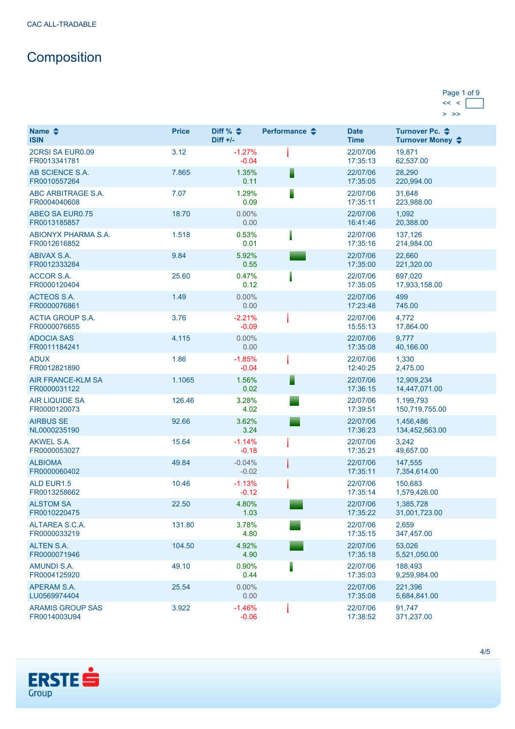CAC ALL-TRADABLE

# Composition

Page 1 of 9

<< <

> >>

| Name<br>ISIN | Price | Diff %<br>Diff +/- | Performance | Date<br>Time | Turnover Pc.<br>Turnover Money |
|---|---|---|---|---|---|
| 2CRSI SA EUR0.09<br>FR0013341781 | 3.12 | -1.27%<br>-0.04 | | 22/07/06<br>17:35:13 | 19,871<br>62,537.00 |
| AB SCIENCE S.A.<br>FR0010557264 | 7.865 | 1.35%<br>0.11 | | 22/07/06<br>17:35:05 | 28,290<br>220,994.00 |
| ABC ARBITRAGE S.A.<br>FR0004040608 | 7.07 | 1.29%<br>0.09 | | 22/07/06<br>17:35:11 | 31,648<br>223,988.00 |
| ABEO SA EUR0.75<br>FR0013185857 | 18.70 | 0.00%<br>0.00 | | 22/07/06<br>16:41:46 | 1,092<br>20,388.00 |
| ABIONYX PHARMA S.A.<br>FR0012616852 | 1.518 | 0.53%<br>0.01 | | 22/07/06<br>17:35:16 | 137,126<br>214,984.00 |
| ABIVAX S.A.<br>FR0012333284 | 9.84 | 5.92%<br>0.55 | | 22/07/06<br>17:35:00 | 22,660<br>221,320.00 |
| ACCOR S.A.<br>FR0000120404 | 25.60 | 0.47%<br>0.12 | | 22/07/06<br>17:35:05 | 697,020<br>17,933,158.00 |
| ACTEOS S.A.<br>FR0000076861 | 1.49 | 0.00%<br>0.00 | | 22/07/06<br>17:23:48 | 499<br>745.00 |
| ACTIA GROUP S.A.<br>FR0000076655 | 3.76 | -2.21%<br>-0.09 | | 22/07/06<br>15:55:13 | 4,772<br>17,864.00 |
| ADOCIA SAS<br>FR0011184241 | 4.115 | 0.00%<br>0.00 | | 22/07/06<br>17:35:08 | 9,777<br>40,166.00 |
| ADUX<br>FR0012821890 | 1.86 | -1.85%<br>-0.04 | | 22/07/06<br>12:40:25 | 1,330<br>2,475.00 |
| AIR FRANCE-KLM SA<br>FR0000031122 | 1.1065 | 1.56%<br>0.02 | | 22/07/06<br>17:36:15 | 12,909,234<br>14,447,071.00 |
| AIR LIQUIDE SA<br>FR0000120073 | 126.46 | 3.28%<br>4.02 | | 22/07/06<br>17:39:51 | 1,199,793<br>150,719,755.00 |
| AIRBUS SE<br>NL0000235190 | 92.66 | 3.62%<br>3.24 | | 22/07/06<br>17:36:23 | 1,456,486<br>134,452,563.00 |
| AKWEL S.A.<br>FR0000053027 | 15.64 | -1.14%<br>-0.18 | | 22/07/06<br>17:35:21 | 3,242<br>49,657.00 |
| ALBIOMA<br>FR0000060402 | 49.84 | -0.04%<br>-0.02 | | 22/07/06<br>17:35:11 | 147,555<br>7,354,614.00 |
| ALD EUR1.5<br>FR0013258662 | 10.46 | -1.13%<br>-0.12 | | 22/07/06<br>17:35:14 | 150,683<br>1,579,426.00 |
| ALSTOM SA<br>FR0010220475 | 22.50 | 4.80%<br>1.03 | | 22/07/06<br>17:35:22 | 1,385,728<br>31,001,723.00 |
| ALTAREA S.C.A.<br>FR0000033219 | 131.80 | 3.78%<br>4.80 | | 22/07/06<br>17:35:15 | 2,659<br>347,457.00 |
| ALTEN S.A.<br>FR0000071946 | 104.50 | 4.92%<br>4.90 | | 22/07/06<br>17:35:18 | 53,026<br>5,521,050.00 |
| AMUNDI S.A.<br>FR0004125920 | 49.10 | 0.90%<br>0.44 | | 22/07/06<br>17:35:03 | 188,493<br>9,259,984.00 |
| APERAM S.A.<br>LU0569974404 | 25.54 | 0.00%<br>0.00 | | 22/07/06<br>17:35:08 | 221,396<br>5,684,841.00 |
| ARAMIS GROUP SAS<br>FR0014003U94 | 3.922 | -1.46%<br>-0.06 | | 22/07/06<br>17:38:52 | 91,747<br>371,237.00 |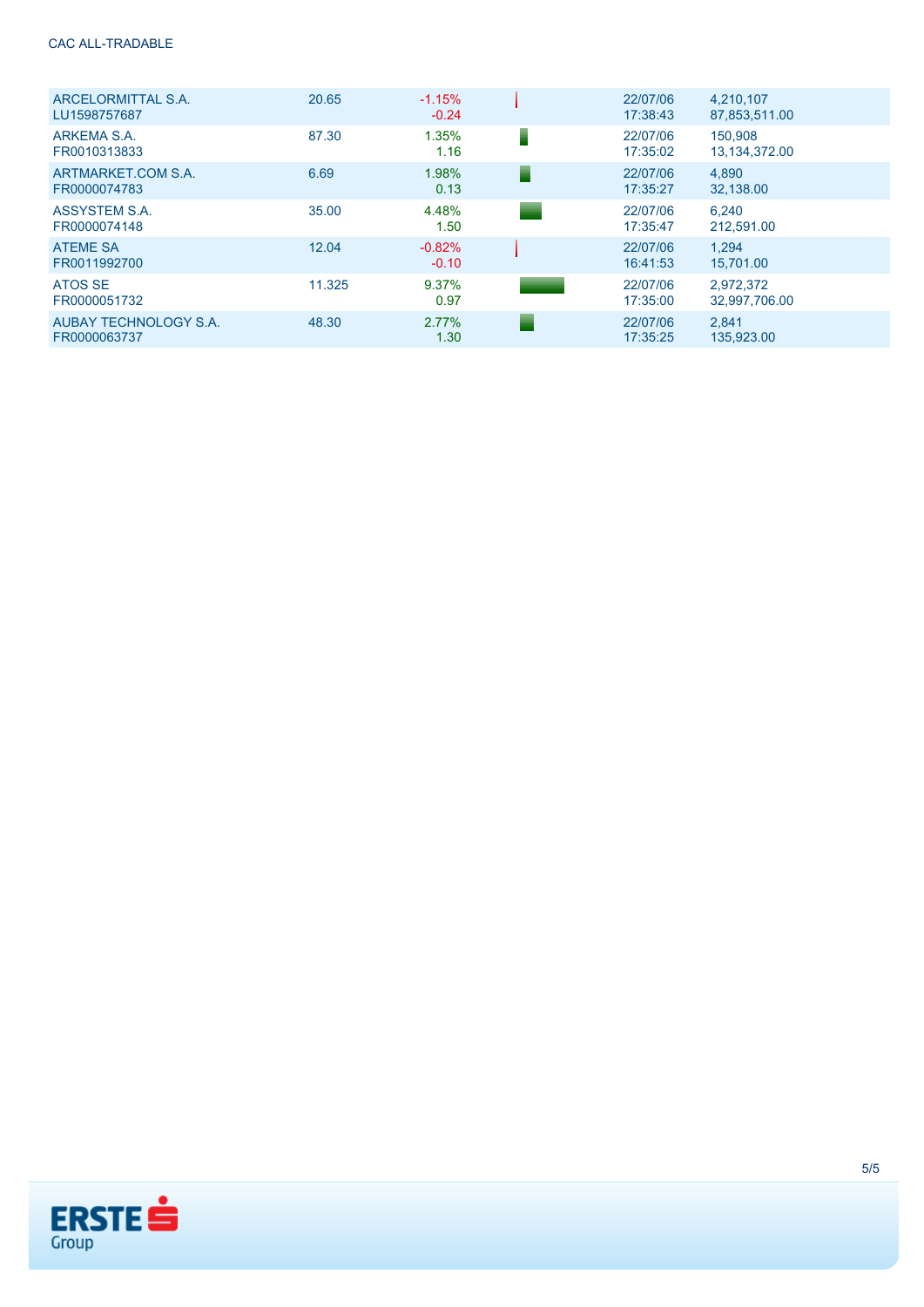CAC ALL-TRADABLE

| | | | | | |
|---|---|---|---|---|---|
| ARCELORMITTAL S.A.<br>LU1598757687 | 20.65 | -1.15%<br>-0.24 | | 22/07/06<br>17:38:43 | 4,210,107<br>87,853,511.00 |
| ARKEMA S.A.<br>FR0010313833 | 87.30 | 1.35%<br>1.16 | | 22/07/06<br>17:35:02 | 150,908<br>13,134,372.00 |
| ARTMARKET.COM S.A.<br>FR0000074783 | 6.69 | 1.98%<br>0.13 | | 22/07/06<br>17:35:27 | 4,890<br>32,138.00 |
| ASSYSTEM S.A.<br>FR0000074148 | 35.00 | 4.48%<br>1.50 | | 22/07/06<br>17:35:47 | 6,240<br>212,591.00 |
| ATEME SA<br>FR0011992700 | 12.04 | -0.82%<br>-0.10 | | 22/07/06<br>16:41:53 | 1,294<br>15,701.00 |
| ATOS SE<br>FR0000051732 | 11.325 | 9.37%<br>0.97 | | 22/07/06<br>17:35:00 | 2,972,372<br>32,997,706.00 |
| AUBAY TECHNOLOGY S.A.<br>FR0000063737 | 48.30 | 2.77%<br>1.30 | | 22/07/06<br>17:35:25 | 2,841<br>135,923.00 |